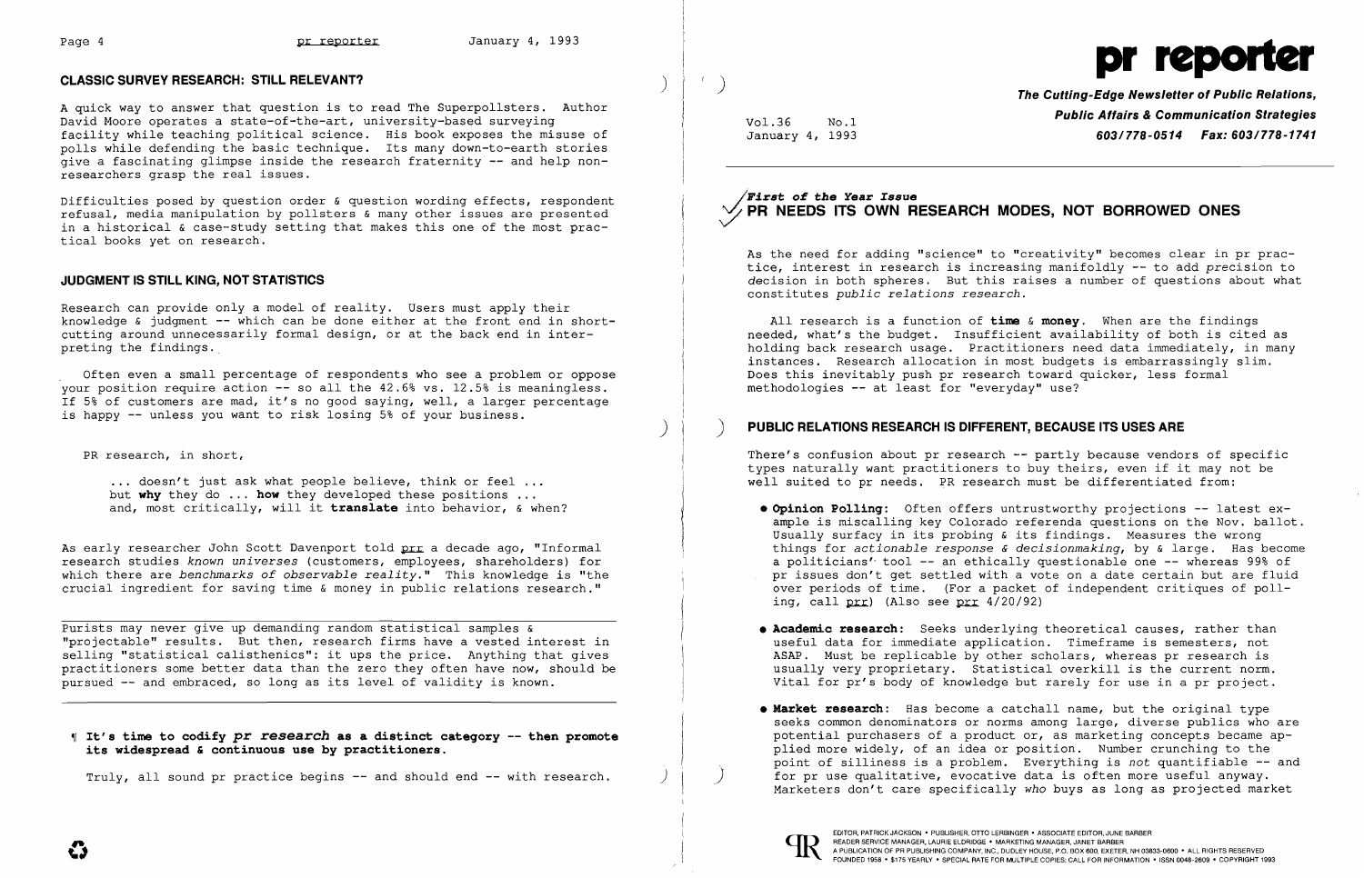## CLASSIC SURVEY RESEARCH: STILL RELEVANT?

A quick way to answer that question is to read The Superpollsters. Author David Moore operates a state-of-the-art, university-based surveying facility while teaching political science. His book exposes the misuse of polls while defending the basic technique. Its many down-to-earth stories give a fascinating glimpse inside the research fraternity -- and help non-researchers grasp the real issues.

Difficulties posed by question order & question wording effects, respondent refusal, media manipulation by pollsters & many other issues are presented in a historical & case-study setting that makes this one of the most practical books yet on research.

## JUDGMENT IS STILL KING, NOT STATISTICS

Research can provide only a model of reality. Users must apply their knowledge & judgment -- which can be done either at the front end in short-cutting around unnecessarily formal design, or at the back end in interpreting the findings.

Often even a small percentage of respondents who see a problem or oppose your position require action -- so all the 42.6% vs. 12.5% is meaningless. If 5% of customers are mad, it's no good saying, well, a larger percentage is happy -- unless you want to risk losing 5% of your business.

PR research, in short,

> ... doesn't just ask what people believe, think or feel ... but **why** they do ... **how** they developed these positions ... and, most critically, will it **translate** into behavior, & when?

As early researcher John Scott Davenport told prr a decade ago, "Informal research studies *known universes* (customers, employees, shareholders) for which there are *benchmarks of observable reality*." This knowledge is "the crucial ingredient for saving time & money in public relations research."

Purists may never give up demanding random statistical samples & "projectable" results. But then, research firms have a vested interest in selling "statistical calisthenics": it ups the price. Anything that gives practitioners some better data than the zero they often have now, should be pursued -- and embraced, so long as its level of validity is known.

¶ **It's time to codify *pr research* as a distinct category -- then promote its widespread & continuous use by practitioners.**

Truly, all sound pr practice begins -- and should end -- with research.

# pr reporter

**The Cutting-Edge Newsletter of Public Relations, Public Affairs & Communication Strategies**
**603/778-0514 Fax: 603/778-1741**

Vol.36 No.1
January 4, 1993

***First of the Year Issue***

## PR NEEDS ITS OWN RESEARCH MODES, NOT BORROWED ONES

As the need for adding "science" to "creativity" becomes clear in pr practice, interest in research is increasing manifoldly -- to add precision to decision in both spheres. But this raises a number of questions about what constitutes *public relations research*.

All research is a function of **time** & **money**. When are the findings needed, what's the budget. Insufficient availability of both is cited as holding back research usage. Practitioners need data immediately, in many instances. Research allocation in most budgets is embarrassingly slim. Does this inevitably push pr research toward quicker, less formal methodologies -- at least for "everyday" use?

## PUBLIC RELATIONS RESEARCH IS DIFFERENT, BECAUSE ITS USES ARE

There's confusion about pr research -- partly because vendors of specific types naturally want practitioners to buy theirs, even if it may not be well suited to pr needs. PR research must be differentiated from:

- **Opinion Polling:** Often offers untrustworthy projections -- latest example is miscalling key Colorado referenda questions on the Nov. ballot. Usually surfacy in its probing & its findings. Measures the wrong things for *actionable response & decisionmaking*, by & large. Has become a politicians' tool -- an ethically questionable one -- whereas 99% of pr issues don't get settled with a vote on a date certain but are fluid over periods of time. (For a packet of independent critiques of polling, call prr) (Also see prr 4/20/92)

- **Academic research:** Seeks underlying theoretical causes, rather than useful data for immediate application. Timeframe is semesters, not ASAP. Must be replicable by other scholars, whereas pr research is usually very proprietary. Statistical overkill is the current norm. Vital for pr's body of knowledge but rarely for use in a pr project.

- **Market research:** Has become a catchall name, but the original type seeks common denominators or norms among large, diverse publics who are potential purchasers of a product or, as marketing concepts became applied more widely, of an idea or position. Number crunching to the point of silliness is a problem. Everything is *not* quantifiable -- and for pr use qualitative, evocative data is often more useful anyway. Marketers don't care specifically *who* buys as long as projected market

EDITOR, PATRICK JACKSON • PUBLISHER, OTTO LERBINGER • ASSOCIATE EDITOR, JUNE BARBER
READER SERVICE MANAGER, LAURIE ELDRIDGE • MARKETING MANAGER, JANET BARBER
A PUBLICATION OF PR PUBLISHING COMPANY, INC., DUDLEY HOUSE, P.O. BOX 600, EXETER, NH 03833-0600 • ALL RIGHTS RESERVED
FOUNDED 1958 • $175 YEARLY • SPECIAL RATE FOR MULTIPLE COPIES: CALL FOR INFORMATION • ISSN 0048-2609 • COPYRIGHT 1993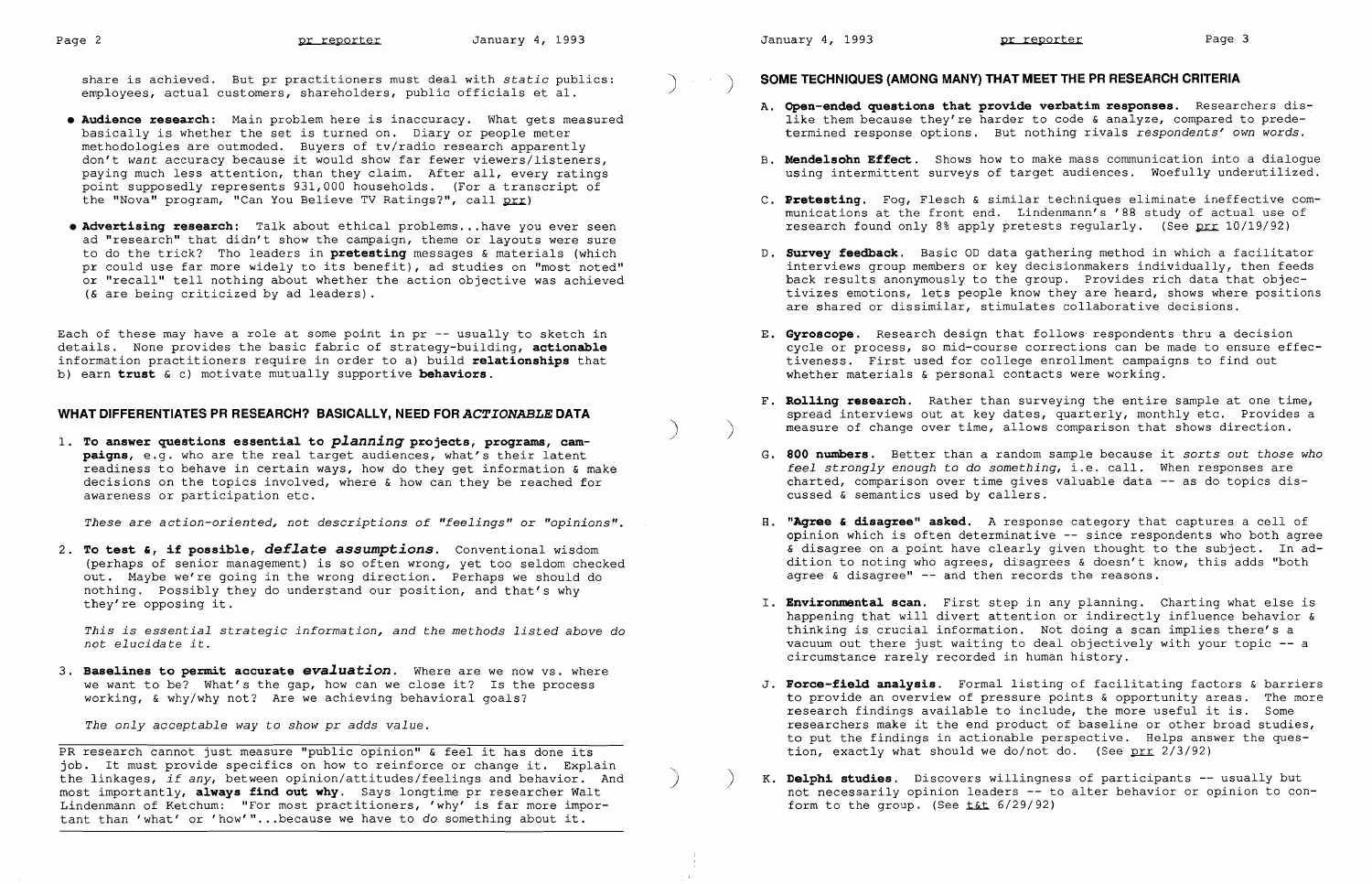share is achieved. But pr practitioners must deal with *static* publics: employees, actual customers, shareholders, public officials et al.

- **Audience research**: Main problem here is inaccuracy. What gets measured basically is whether the set is turned on. Diary or people meter methodologies are outmoded. Buyers of tv/radio research apparently don't *want* accuracy because it would show far fewer viewers/listeners, paying much less attention, than they claim. After all, every ratings point supposedly represents 931,000 households. (For a transcript of the "Nova" program, "Can You Believe TV Ratings?", call prr)

- **Advertising research**: Talk about ethical problems...have you ever seen ad "research" that didn't show the campaign, theme or layouts were sure to do the trick? Tho leaders in **pretesting** messages & materials (which pr could use far more widely to its benefit), ad studies on "most noted" or "recall" tell nothing about whether the action objective was achieved (& are being criticized by ad leaders).

Each of these may have a role at some point in pr -- usually to sketch in details. None provides the basic fabric of strategy-building, **actionable** information practitioners require in order to a) build **relationships** that b) earn **trust** & c) motivate mutually supportive **behaviors**.

## WHAT DIFFERENTIATES PR RESEARCH? BASICALLY, NEED FOR *ACTIONABLE* DATA

1. **To answer questions essential to *planning* projects, programs, campaigns**, e.g. who are the real target audiences, what's their latent readiness to behave in certain ways, how do they get information & make decisions on the topics involved, where & how can they be reached for awareness or participation etc.

   *These are action-oriented, not descriptions of "feelings" or "opinions".*

2. **To test &, if possible, *deflate assumptions*.** Conventional wisdom (perhaps of senior management) is so often wrong, yet too seldom checked out. Maybe we're going in the wrong direction. Perhaps we should do nothing. Possibly they do understand our position, and that's why they're opposing it.

   *This is essential strategic information, and the methods listed above do not elucidate it.*

3. **Baselines to permit accurate *evaluation*.** Where are we now vs. where we want to be? What's the gap, how can we close it? Is the process working, & why/why not? Are we achieving behavioral goals?

   *The only acceptable way to show pr adds value.*

---

PR research cannot just measure "public opinion" & feel it has done its job. It must provide specifics on how to reinforce or change it. Explain the linkages, *if any*, between opinion/attitudes/feelings and behavior. And most importantly, **always find out why**. Says longtime pr researcher Walt Lindenmann of Ketchum: "For most practitioners, 'why' is far more important than 'what' or 'how'"...because we have to *do* something about it.

---

## SOME TECHNIQUES (AMONG MANY) THAT MEET THE PR RESEARCH CRITERIA

A. **Open-ended questions that provide verbatim responses.** Researchers dislike them because they're harder to code & analyze, compared to predetermined response options. But nothing rivals *respondents' own words*.

B. **Mendelsohn Effect.** Shows how to make mass communication into a dialogue using intermittent surveys of target audiences. Woefully underutilized.

C. **Pretesting.** Fog, Flesch & similar techniques eliminate ineffective communications at the front end. Lindenmann's '88 study of actual use of research found only 8% apply pretests regularly. (See prr 10/19/92)

D. **Survey feedback.** Basic OD data gathering method in which a facilitator interviews group members or key decisionmakers individually, then feeds back results anonymously to the group. Provides rich data that objectivizes emotions, lets people know they are heard, shows where positions are shared or dissimilar, stimulates collaborative decisions.

E. **Gyroscope.** Research design that follows respondents thru a decision cycle or process, so mid-course corrections can be made to ensure effectiveness. First used for college enrollment campaigns to find out whether materials & personal contacts were working.

F. **Rolling research.** Rather than surveying the entire sample at one time, spread interviews out at key dates, quarterly, monthly etc. Provides a measure of change over time, allows comparison that shows direction.

G. **800 numbers.** Better than a random sample because it *sorts out those who feel strongly enough to do something*, i.e. call. When responses are charted, comparison over time gives valuable data -- as do topics discussed & semantics used by callers.

H. **"Agree & disagree" asked.** A response category that captures a cell of opinion which is often determinative -- since respondents who both agree & disagree on a point have clearly given thought to the subject. In addition to noting who agrees, disagrees & doesn't know, this adds "both agree & disagree" -- and then records the reasons.

I. **Environmental scan.** First step in any planning. Charting what else is happening that will divert attention or indirectly influence behavior & thinking is crucial information. Not doing a scan implies there's a vacuum out there just waiting to deal objectively with your topic -- a circumstance rarely recorded in human history.

J. **Force-field analysis.** Formal listing of facilitating factors & barriers to provide an overview of pressure points & opportunity areas. The more research findings available to include, the more useful it is. Some researchers make it the end product of baseline or other broad studies, to put the findings in actionable perspective. Helps answer the question, exactly what should we do/not do. (See prr 2/3/92)

K. **Delphi studies.** Discovers willingness of participants -- usually but not necessarily opinion leaders -- to alter behavior or opinion to conform to the group. (See t&t 6/29/92)